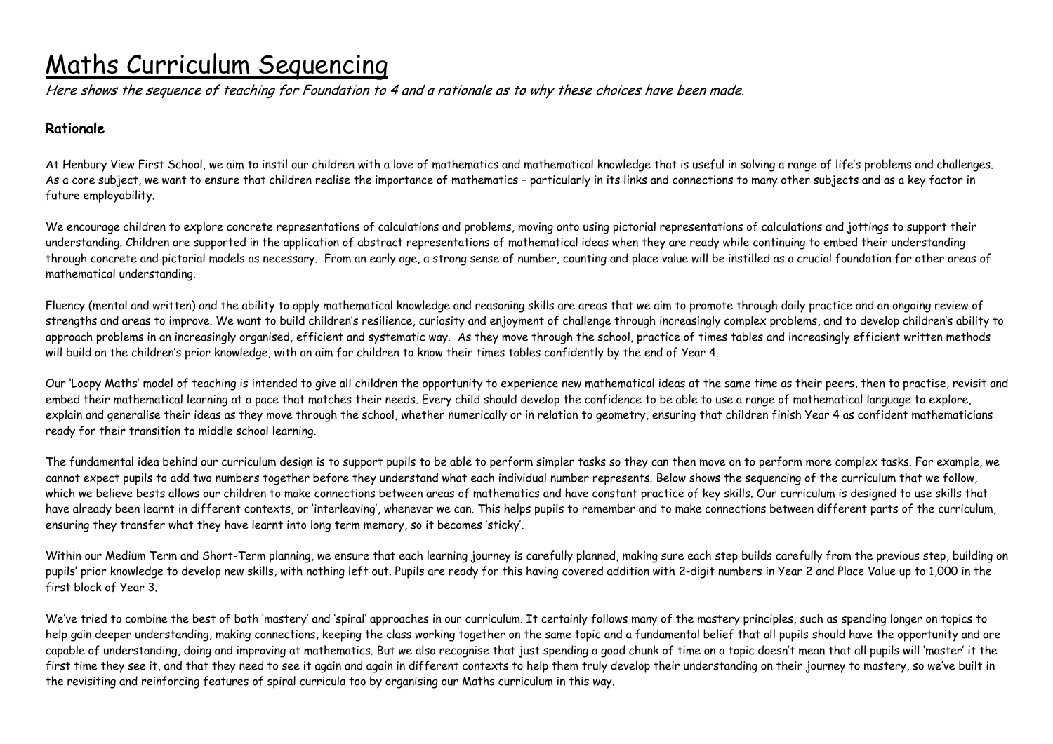# Maths Curriculum Sequencing

*Here shows the sequence of teaching for Foundation to 4 and a rationale as to why these choices have been made.*

### Rationale

At Henbury View First School, we aim to instil our children with a love of mathematics and mathematical knowledge that is useful in solving a range of life's problems and challenges. As a core subject, we want to ensure that children realise the importance of mathematics – particularly in its links and connections to many other subjects and as a key factor in future employability.

We encourage children to explore concrete representations of calculations and problems, moving onto using pictorial representations of calculations and jottings to support their understanding. Children are supported in the application of abstract representations of mathematical ideas when they are ready while continuing to embed their understanding through concrete and pictorial models as necessary. From an early age, a strong sense of number, counting and place value will be instilled as a crucial foundation for other areas of mathematical understanding.

Fluency (mental and written) and the ability to apply mathematical knowledge and reasoning skills are areas that we aim to promote through daily practice and an ongoing review of strengths and areas to improve. We want to build children's resilience, curiosity and enjoyment of challenge through increasingly complex problems, and to develop children's ability to approach problems in an increasingly organised, efficient and systematic way. As they move through the school, practice of times tables and increasingly efficient written methods will build on the children's prior knowledge, with an aim for children to know their times tables confidently by the end of Year 4.

Our 'Loopy Maths' model of teaching is intended to give all children the opportunity to experience new mathematical ideas at the same time as their peers, then to practise, revisit and embed their mathematical learning at a pace that matches their needs. Every child should develop the confidence to be able to use a range of mathematical language to explore, explain and generalise their ideas as they move through the school, whether numerically or in relation to geometry, ensuring that children finish Year 4 as confident mathematicians ready for their transition to middle school learning.

The fundamental idea behind our curriculum design is to support pupils to be able to perform simpler tasks so they can then move on to perform more complex tasks. For example, we cannot expect pupils to add two numbers together before they understand what each individual number represents. Below shows the sequencing of the curriculum that we follow, which we believe bests allows our children to make connections between areas of mathematics and have constant practice of key skills. Our curriculum is designed to use skills that have already been learnt in different contexts, or 'interleaving', whenever we can. This helps pupils to remember and to make connections between different parts of the curriculum, ensuring they transfer what they have learnt into long term memory, so it becomes 'sticky'.

Within our Medium Term and Short-Term planning, we ensure that each learning journey is carefully planned, making sure each step builds carefully from the previous step, building on pupils' prior knowledge to develop new skills, with nothing left out. Pupils are ready for this having covered addition with 2-digit numbers in Year 2 and Place Value up to 1,000 in the first block of Year 3.

We've tried to combine the best of both 'mastery' and 'spiral' approaches in our curriculum. It certainly follows many of the mastery principles, such as spending longer on topics to help gain deeper understanding, making connections, keeping the class working together on the same topic and a fundamental belief that all pupils should have the opportunity and are capable of understanding, doing and improving at mathematics. But we also recognise that just spending a good chunk of time on a topic doesn't mean that all pupils will 'master' it the first time they see it, and that they need to see it again and again in different contexts to help them truly develop their understanding on their journey to mastery, so we've built in the revisiting and reinforcing features of spiral curricula too by organising our Maths curriculum in this way.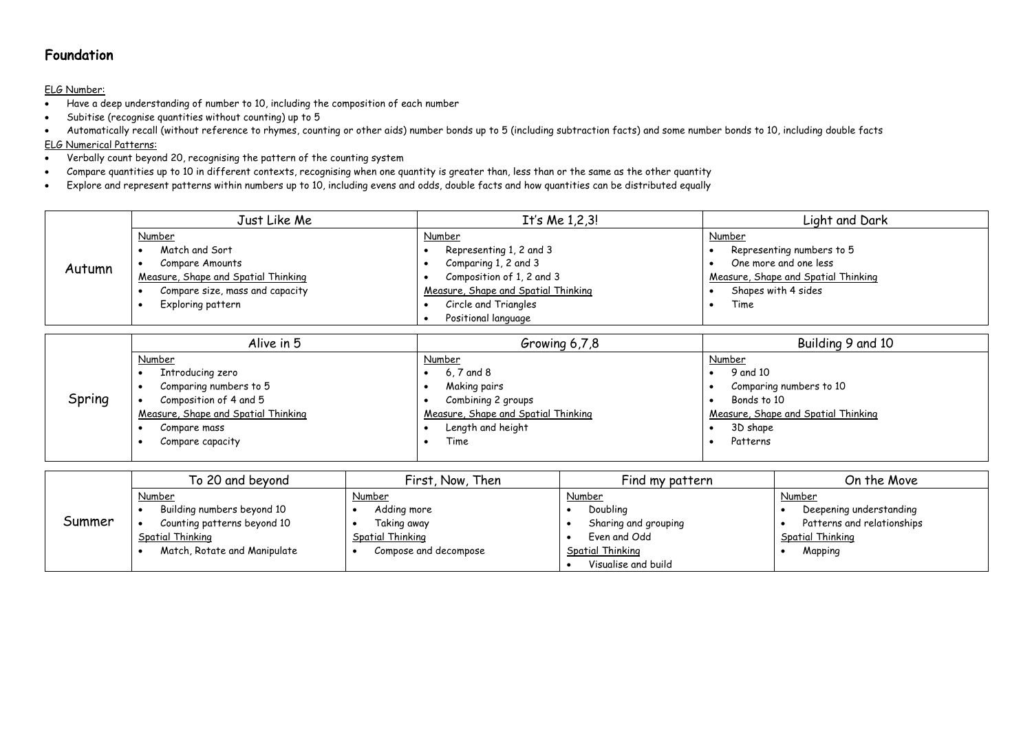# Foundation

ELG Number:

- Have a deep understanding of number to 10, including the composition of each number
- Subitise (recognise quantities without counting) up to 5
- Automatically recall (without reference to rhymes, counting or other aids) number bonds up to 5 (including subtraction facts) and some number bonds to 10, including double facts

ELG Numerical Patterns:

- Verbally count beyond 20, recognising the pattern of the counting system
- Compare quantities up to 10 in different contexts, recognising when one quantity is greater than, less than or the same as the other quantity
- Explore and represent patterns within numbers up to 10, including evens and odds, double facts and how quantities can be distributed equally

| | Just Like Me | It's Me 1,2,3! | Light and Dark |
|---|---|---|---|
| Autumn | Number<br>• Match and Sort<br>• Compare Amounts<br>Measure, Shape and Spatial Thinking<br>• Compare size, mass and capacity<br>• Exploring pattern | Number<br>• Representing 1, 2 and 3<br>• Comparing 1, 2 and 3<br>• Composition of 1, 2 and 3<br>Measure, Shape and Spatial Thinking<br>• Circle and Triangles<br>• Positional language | Number<br>• Representing numbers to 5<br>• One more and one less<br>Measure, Shape and Spatial Thinking<br>• Shapes with 4 sides<br>• Time |

| | Alive in 5 | Growing 6,7,8 | Building 9 and 10 |
|---|---|---|---|
| Spring | Number<br>• Introducing zero<br>• Comparing numbers to 5<br>• Composition of 4 and 5<br>Measure, Shape and Spatial Thinking<br>• Compare mass<br>• Compare capacity | Number<br>• 6, 7 and 8<br>• Making pairs<br>• Combining 2 groups<br>Measure, Shape and Spatial Thinking<br>• Length and height<br>• Time | Number<br>• 9 and 10<br>• Comparing numbers to 10<br>• Bonds to 10<br>Measure, Shape and Spatial Thinking<br>• 3D shape<br>• Patterns |

| | To 20 and beyond | First, Now, Then | Find my pattern | On the Move |
|---|---|---|---|---|
| Summer | Number<br>• Building numbers beyond 10<br>• Counting patterns beyond 10<br>Spatial Thinking<br>• Match, Rotate and Manipulate | Number<br>• Adding more<br>• Taking away<br>Spatial Thinking<br>• Compose and decompose | Number<br>• Doubling<br>• Sharing and grouping<br>• Even and Odd<br>Spatial Thinking<br>• Visualise and build | Number<br>• Deepening understanding<br>• Patterns and relationships<br>Spatial Thinking<br>• Mapping |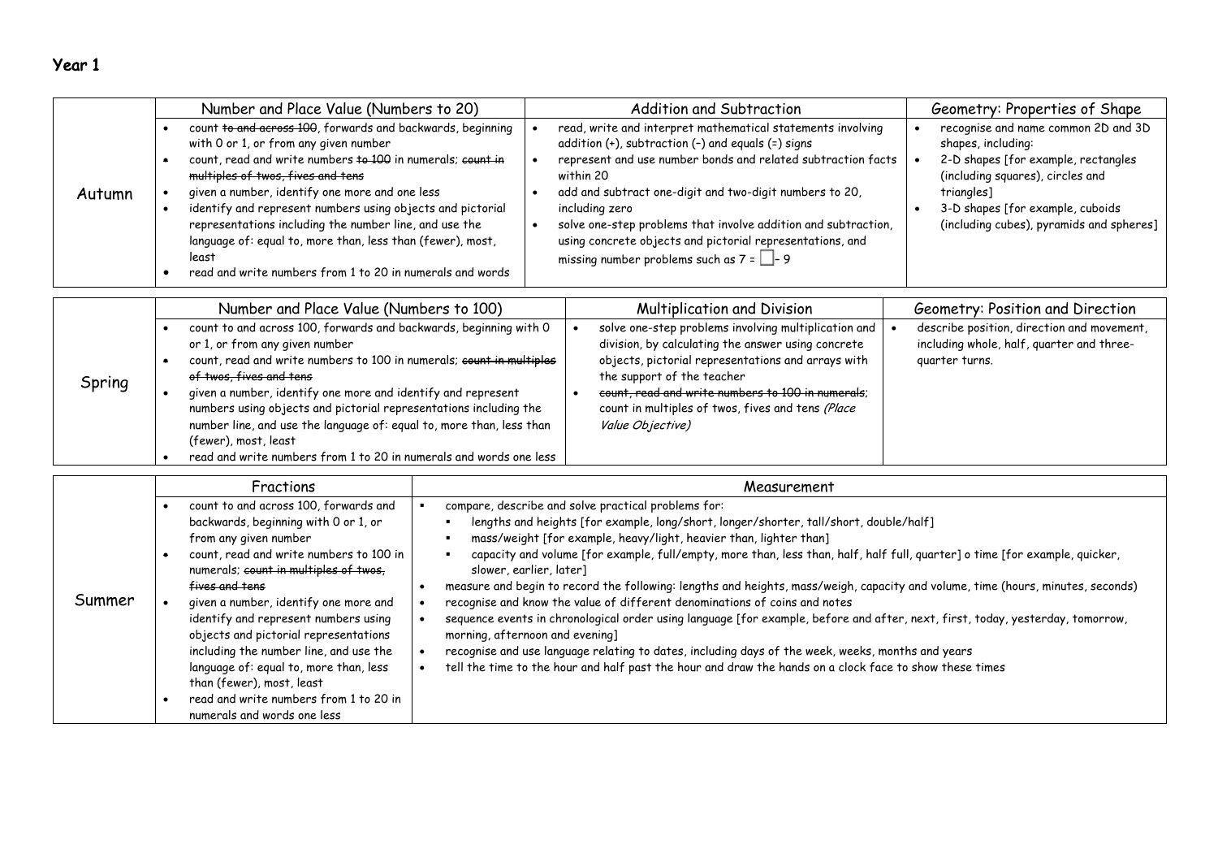# Year 1

| | Number and Place Value (Numbers to 20) | Addition and Subtraction | Geometry: Properties of Shape |
|---|---|---|---|
| Autumn | • count ~~to and across 100~~, forwards and backwards, beginning with 0 or 1, or from any given number<br>• count, read and write numbers ~~to 100~~ in numerals; ~~count in multiples of twos, fives and tens~~<br>• given a number, identify one more and one less<br>• identify and represent numbers using objects and pictorial representations including the number line, and use the language of: equal to, more than, less than (fewer), most, least<br>• read and write numbers from 1 to 20 in numerals and words | • read, write and interpret mathematical statements involving addition (+), subtraction (–) and equals (=) signs<br>• represent and use number bonds and related subtraction facts within 20<br>• add and subtract one-digit and two-digit numbers to 20, including zero<br>• solve one-step problems that involve addition and subtraction, using concrete objects and pictorial representations, and missing number problems such as 7 = ☐ – 9 | • recognise and name common 2D and 3D shapes, including:<br>• 2-D shapes [for example, rectangles (including squares), circles and triangles]<br>• 3-D shapes [for example, cuboids (including cubes), pyramids and spheres] |

| | Number and Place Value (Numbers to 100) | Multiplication and Division | Geometry: Position and Direction |
|---|---|---|---|
| Spring | • count to and across 100, forwards and backwards, beginning with 0 or 1, or from any given number<br>• count, read and write numbers to 100 in numerals; ~~count in multiples of twos, fives and tens~~<br>• given a number, identify one more and identify and represent numbers using objects and pictorial representations including the number line, and use the language of: equal to, more than, less than (fewer), most, least<br>• read and write numbers from 1 to 20 in numerals and words one less | • solve one-step problems involving multiplication and division, by calculating the answer using concrete objects, pictorial representations and arrays with the support of the teacher<br>• ~~count, read and write numbers to 100 in numerals~~; count in multiples of twos, fives and tens *(Place Value Objective)* | • describe position, direction and movement, including whole, half, quarter and three-quarter turns. |

| | Fractions | Measurement |
|---|---|---|
| Summer | • count to and across 100, forwards and backwards, beginning with 0 or 1, or from any given number<br>• count, read and write numbers to 100 in numerals; ~~count in multiples of twos, fives and tens~~<br>• given a number, identify one more and identify and represent numbers using objects and pictorial representations including the number line, and use the language of: equal to, more than, less than (fewer), most, least<br>• read and write numbers from 1 to 20 in numerals and words one less | ▪ compare, describe and solve practical problems for:<br>▪ lengths and heights [for example, long/short, longer/shorter, tall/short, double/half]<br>▪ mass/weight [for example, heavy/light, heavier than, lighter than]<br>▪ capacity and volume [for example, full/empty, more than, less than, half, half full, quarter] o time [for example, quicker, slower, earlier, later]<br>• measure and begin to record the following: lengths and heights, mass/weigh, capacity and volume, time (hours, minutes, seconds)<br>• recognise and know the value of different denominations of coins and notes<br>• sequence events in chronological order using language [for example, before and after, next, first, today, yesterday, tomorrow, morning, afternoon and evening]<br>• recognise and use language relating to dates, including days of the week, weeks, months and years<br>• tell the time to the hour and half past the hour and draw the hands on a clock face to show these times |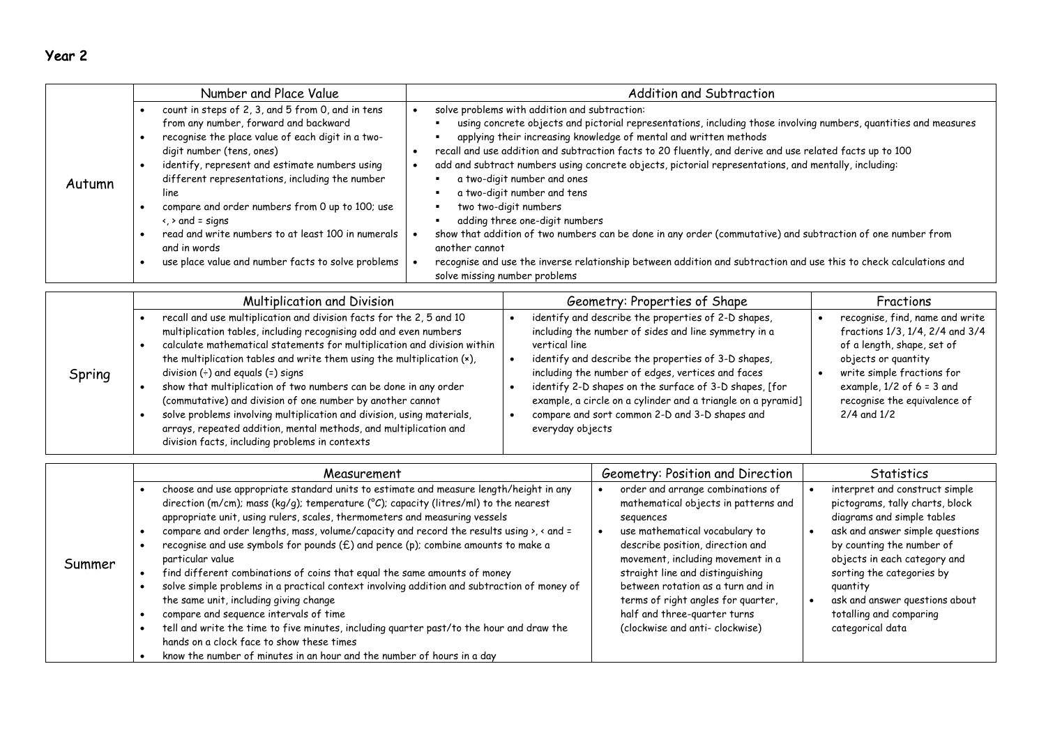# Year 2

| | Number and Place Value | Addition and Subtraction |
|---|---|---|
| Autumn | • count in steps of 2, 3, and 5 from 0, and in tens from any number, forward and backward<br>• recognise the place value of each digit in a two-digit number (tens, ones)<br>• identify, represent and estimate numbers using different representations, including the number line<br>• compare and order numbers from 0 up to 100; use <, > and = signs<br>• read and write numbers to at least 100 in numerals and in words<br>• use place value and number facts to solve problems | • solve problems with addition and subtraction:<br>  ▪ using concrete objects and pictorial representations, including those involving numbers, quantities and measures<br>  ▪ applying their increasing knowledge of mental and written methods<br>• recall and use addition and subtraction facts to 20 fluently, and derive and use related facts up to 100<br>• add and subtract numbers using concrete objects, pictorial representations, and mentally, including:<br>  ▪ a two-digit number and ones<br>  ▪ a two-digit number and tens<br>  ▪ two two-digit numbers<br>  ▪ adding three one-digit numbers<br>• show that addition of two numbers can be done in any order (commutative) and subtraction of one number from another cannot<br>• recognise and use the inverse relationship between addition and subtraction and use this to check calculations and solve missing number problems |

| | Multiplication and Division | Geometry: Properties of Shape | Fractions |
|---|---|---|---|
| Spring | • recall and use multiplication and division facts for the 2, 5 and 10 multiplication tables, including recognising odd and even numbers<br>• calculate mathematical statements for multiplication and division within the multiplication tables and write them using the multiplication (×), division (÷) and equals (=) signs<br>• show that multiplication of two numbers can be done in any order (commutative) and division of one number by another cannot<br>• solve problems involving multiplication and division, using materials, arrays, repeated addition, mental methods, and multiplication and division facts, including problems in contexts | • identify and describe the properties of 2-D shapes, including the number of sides and line symmetry in a vertical line<br>• identify and describe the properties of 3-D shapes, including the number of edges, vertices and faces<br>• identify 2-D shapes on the surface of 3-D shapes, [for example, a circle on a cylinder and a triangle on a pyramid]<br>• compare and sort common 2-D and 3-D shapes and everyday objects | • recognise, find, name and write fractions 1/3, 1/4, 2/4 and 3/4 of a length, shape, set of objects or quantity<br>• write simple fractions for example, 1/2 of 6 = 3 and recognise the equivalence of 2/4 and 1/2 |

| | Measurement | Geometry: Position and Direction | Statistics |
|---|---|---|---|
| Summer | • choose and use appropriate standard units to estimate and measure length/height in any direction (m/cm); mass (kg/g); temperature (°C); capacity (litres/ml) to the nearest appropriate unit, using rulers, scales, thermometers and measuring vessels<br>• compare and order lengths, mass, volume/capacity and record the results using >, < and =<br>• recognise and use symbols for pounds (£) and pence (p); combine amounts to make a particular value<br>• find different combinations of coins that equal the same amounts of money<br>• solve simple problems in a practical context involving addition and subtraction of money of the same unit, including giving change<br>• compare and sequence intervals of time<br>• tell and write the time to five minutes, including quarter past/to the hour and draw the hands on a clock face to show these times<br>• know the number of minutes in an hour and the number of hours in a day | • order and arrange combinations of mathematical objects in patterns and sequences<br>• use mathematical vocabulary to describe position, direction and movement, including movement in a straight line and distinguishing between rotation as a turn and in terms of right angles for quarter, half and three-quarter turns (clockwise and anti- clockwise) | • interpret and construct simple pictograms, tally charts, block diagrams and simple tables<br>• ask and answer simple questions by counting the number of objects in each category and sorting the categories by quantity<br>• ask and answer questions about totalling and comparing categorical data |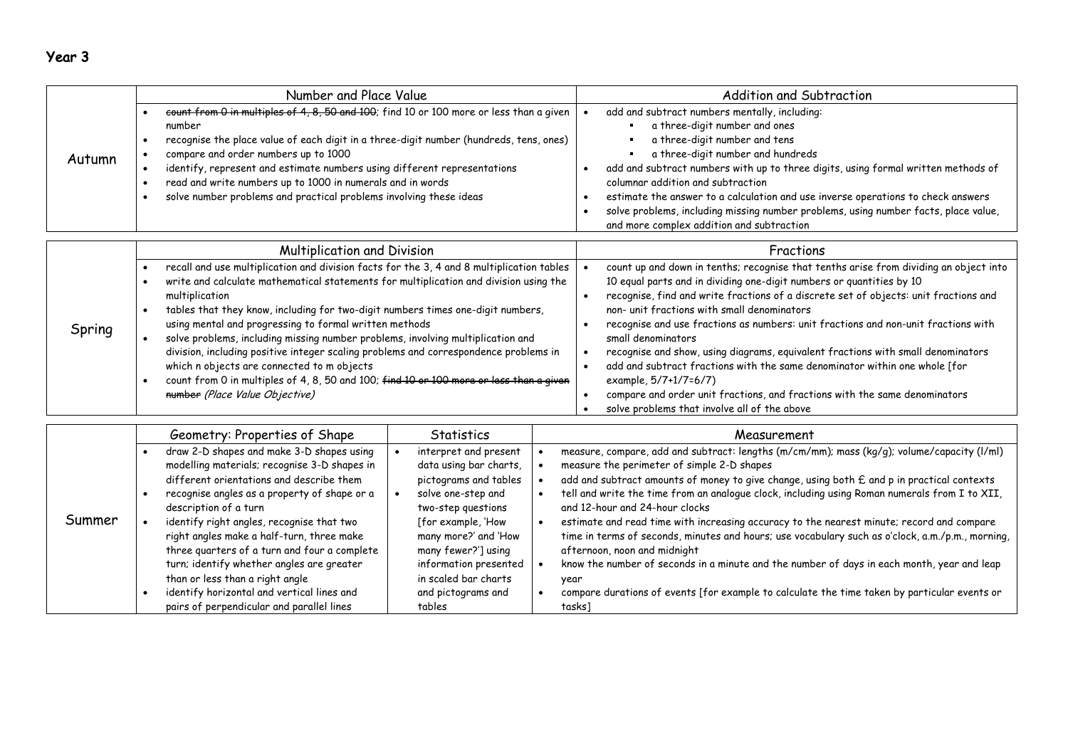# Year 3

| | Number and Place Value | Addition and Subtraction |
|---|---|---|
| Autumn | • ~~count from 0 in multiples of 4, 8, 50 and 100~~; find 10 or 100 more or less than a given number<br>• recognise the place value of each digit in a three-digit number (hundreds, tens, ones)<br>• compare and order numbers up to 1000<br>• identify, represent and estimate numbers using different representations<br>• read and write numbers up to 1000 in numerals and in words<br>• solve number problems and practical problems involving these ideas | • add and subtract numbers mentally, including:<br>&nbsp;&nbsp;▪ a three-digit number and ones<br>&nbsp;&nbsp;▪ a three-digit number and tens<br>&nbsp;&nbsp;▪ a three-digit number and hundreds<br>• add and subtract numbers with up to three digits, using formal written methods of columnar addition and subtraction<br>• estimate the answer to a calculation and use inverse operations to check answers<br>• solve problems, including missing number problems, using number facts, place value, and more complex addition and subtraction |

| | Multiplication and Division | Fractions |
|---|---|---|
| Spring | • recall and use multiplication and division facts for the 3, 4 and 8 multiplication tables<br>• write and calculate mathematical statements for multiplication and division using the multiplication<br>• tables that they know, including for two-digit numbers times one-digit numbers, using mental and progressing to formal written methods<br>• solve problems, including missing number problems, involving multiplication and division, including positive integer scaling problems and correspondence problems in which n objects are connected to m objects<br>• count from 0 in multiples of 4, 8, 50 and 100; ~~find 10 or 100 more or less than a given number~~ *(Place Value Objective)* | • count up and down in tenths; recognise that tenths arise from dividing an object into 10 equal parts and in dividing one-digit numbers or quantities by 10<br>• recognise, find and write fractions of a discrete set of objects: unit fractions and non- unit fractions with small denominators<br>• recognise and use fractions as numbers: unit fractions and non-unit fractions with small denominators<br>• recognise and show, using diagrams, equivalent fractions with small denominators<br>• add and subtract fractions with the same denominator within one whole [for example, 5/7+1/7=6/7)<br>• compare and order unit fractions, and fractions with the same denominators<br>• solve problems that involve all of the above |

| | Geometry: Properties of Shape | Statistics | Measurement |
|---|---|---|---|
| Summer | • draw 2-D shapes and make 3-D shapes using modelling materials; recognise 3-D shapes in different orientations and describe them<br>• recognise angles as a property of shape or a description of a turn<br>• identify right angles, recognise that two right angles make a half-turn, three make three quarters of a turn and four a complete turn; identify whether angles are greater than or less than a right angle<br>• identify horizontal and vertical lines and pairs of perpendicular and parallel lines | • interpret and present data using bar charts, pictograms and tables<br>• solve one-step and two-step questions [for example, 'How many more?' and 'How many fewer?'] using information presented in scaled bar charts and pictograms and tables | • measure, compare, add and subtract: lengths (m/cm/mm); mass (kg/g); volume/capacity (l/ml)<br>• measure the perimeter of simple 2-D shapes<br>• add and subtract amounts of money to give change, using both £ and p in practical contexts<br>• tell and write the time from an analogue clock, including using Roman numerals from I to XII, and 12-hour and 24-hour clocks<br>• estimate and read time with increasing accuracy to the nearest minute; record and compare time in terms of seconds, minutes and hours; use vocabulary such as o'clock, a.m./p.m., morning, afternoon, noon and midnight<br>• know the number of seconds in a minute and the number of days in each month, year and leap year<br>• compare durations of events [for example to calculate the time taken by particular events or tasks] |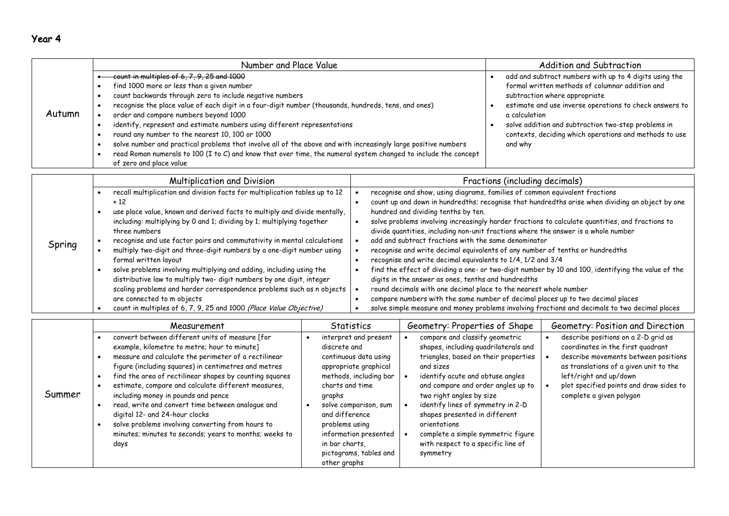# Year 4

| | Number and Place Value | Addition and Subtraction |
|---|---|---|
| Autumn | • ~~count in multiples of 6, 7, 9, 25 and 1000~~<br>• find 1000 more or less than a given number<br>• count backwards through zero to include negative numbers<br>• recognise the place value of each digit in a four-digit number (thousands, hundreds, tens, and ones)<br>• order and compare numbers beyond 1000<br>• identify, represent and estimate numbers using different representations<br>• round any number to the nearest 10, 100 or 1000<br>• solve number and practical problems that involve all of the above and with increasingly large positive numbers<br>• read Roman numerals to 100 (I to C) and know that over time, the numeral system changed to include the concept of zero and place value | • add and subtract numbers with up to 4 digits using the formal written methods of columnar addition and subtraction where appropriate<br>• estimate and use inverse operations to check answers to a calculation<br>• solve addition and subtraction two-step problems in contexts, deciding which operations and methods to use and why |

| | Multiplication and Division | Fractions (including decimals) |
|---|---|---|
| Spring | • recall multiplication and division facts for multiplication tables up to 12 × 12<br>• use place value, known and derived facts to multiply and divide mentally, including: multiplying by 0 and 1; dividing by 1; multiplying together three numbers<br>• recognise and use factor pairs and commutativity in mental calculations<br>• multiply two-digit and three-digit numbers by a one-digit number using formal written layout<br>• solve problems involving multiplying and adding, including using the distributive law to multiply two- digit numbers by one digit, integer scaling problems and harder correspondence problems such as n objects are connected to m objects<br>• count in multiples of 6, 7, 9, 25 and 1000 *(Place Value Objective)* | • recognise and show, using diagrams, families of common equivalent fractions<br>• count up and down in hundredths; recognise that hundredths arise when dividing an object by one hundred and dividing tenths by ten.<br>• solve problems involving increasingly harder fractions to calculate quantities, and fractions to divide quantities, including non-unit fractions where the answer is a whole number<br>• add and subtract fractions with the same denominator<br>• recognise and write decimal equivalents of any number of tenths or hundredths<br>• recognise and write decimal equivalents to 1/4, 1/2 and 3/4<br>• find the effect of dividing a one- or two-digit number by 10 and 100, identifying the value of the digits in the answer as ones, tenths and hundredths<br>• round decimals with one decimal place to the nearest whole number<br>• compare numbers with the same number of decimal places up to two decimal places<br>• solve simple measure and money problems involving fractions and decimals to two decimal places |

| | Measurement | Statistics | Geometry: Properties of Shape | Geometry: Position and Direction |
|---|---|---|---|---|
| Summer | • convert between different units of measure [for example, kilometre to metre; hour to minute]<br>• measure and calculate the perimeter of a rectilinear figure (including squares) in centimetres and metres<br>• find the area of rectilinear shapes by counting squares<br>• estimate, compare and calculate different measures, including money in pounds and pence<br>• read, write and convert time between analogue and digital 12- and 24-hour clocks<br>• solve problems involving converting from hours to minutes; minutes to seconds; years to months; weeks to days | • interpret and present discrete and continuous data using appropriate graphical methods, including bar charts and time graphs<br>• solve comparison, sum and difference problems using information presented in bar charts, pictograms, tables and other graphs | • compare and classify geometric shapes, including quadrilaterals and triangles, based on their properties and sizes<br>• identify acute and obtuse angles and compare and order angles up to two right angles by size<br>• identify lines of symmetry in 2-D shapes presented in different orientations<br>• complete a simple symmetric figure with respect to a specific line of symmetry | • describe positions on a 2-D grid as coordinates in the first quadrant<br>• describe movements between positions as translations of a given unit to the left/right and up/down<br>• plot specified points and draw sides to complete a given polygon |